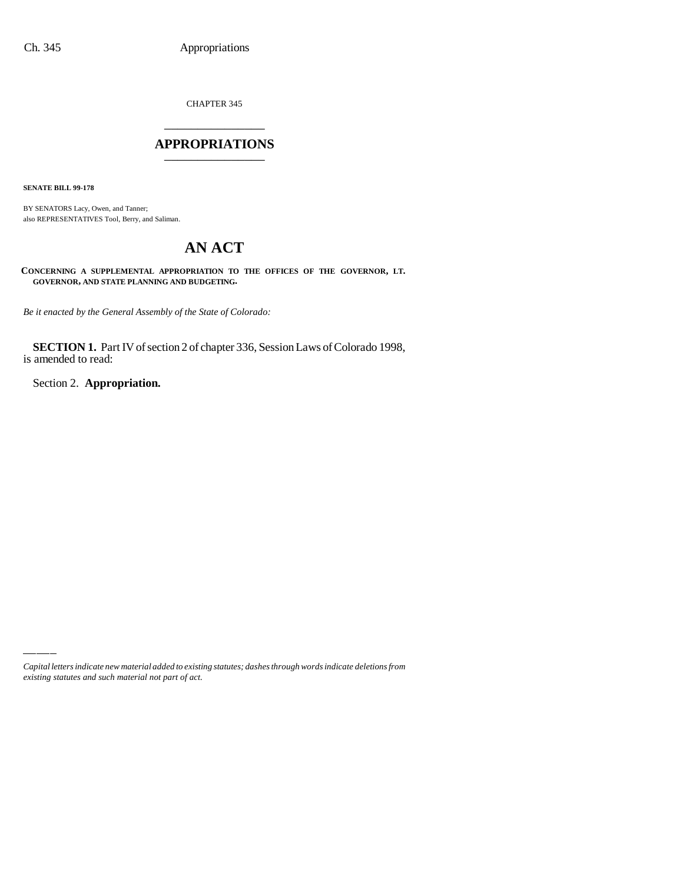CHAPTER 345

# APPROPRIATIONS

**SENATE BILL 99-178**

BY SENATORS Lacy, Owen, and Tanner;
also REPRESENTATIVES Tool, Berry, and Saliman.

# AN ACT

**CONCERNING A SUPPLEMENTAL APPROPRIATION TO THE OFFICES OF THE GOVERNOR, LT. GOVERNOR, AND STATE PLANNING AND BUDGETING.**

*Be it enacted by the General Assembly of the State of Colorado:*

**SECTION 1.** Part IV of section 2 of chapter 336, Session Laws of Colorado 1998, is amended to read:

Section 2. **Appropriation.**

*Capital letters indicate new material added to existing statutes; dashes through words indicate deletions from existing statutes and such material not part of act.*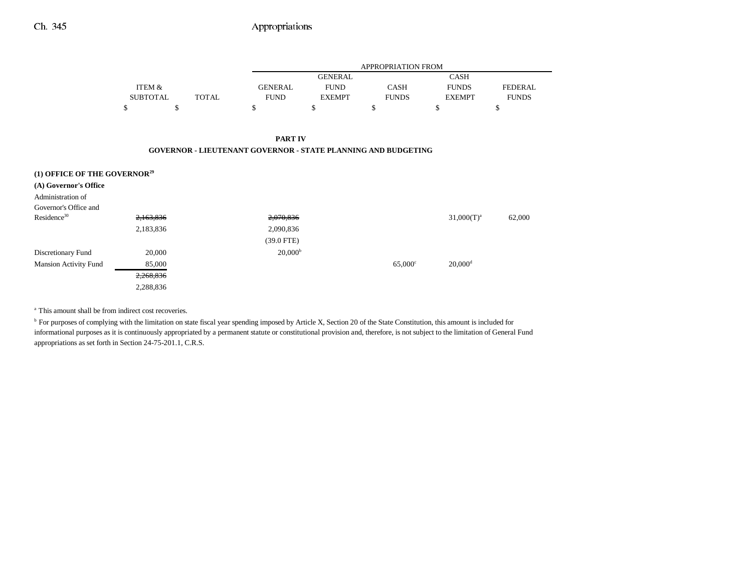| | ITEM & SUBTOTAL | TOTAL | GENERAL FUND | GENERAL FUND EXEMPT | CASH FUNDS | CASH FUNDS EXEMPT | FEDERAL FUNDS |
|---|---|---|---|---|---|---|---|
| | $ | $ | $ | $ | $ | $ | $ |

**PART IV**

**GOVERNOR - LIEUTENANT GOVERNOR - STATE PLANNING AND BUDGETING**

**(1) OFFICE OF THE GOVERNOR[29]**

**(A) Governor's Office**

| | ITEM & SUBTOTAL | TOTAL | GENERAL FUND | GENERAL FUND EXEMPT | CASH FUNDS | CASH FUNDS EXEMPT | FEDERAL FUNDS |
|---|---|---|---|---|---|---|---|
| Administration of Governor's Office and Residence[30] | ~~2,163,836~~ | | ~~2,070,836~~ | | | 31,000(T)[a] | 62,000 |
| | 2,183,836 | | 2,090,836 | | | | |
| | | | (39.0 FTE) | | | | |
| Discretionary Fund | 20,000 | | 20,000[b] | | | | |
| Mansion Activity Fund | 85,000 | | | | 65,000[c] | 20,000[d] | |
| | ~~2,268,836~~ | | | | | | |
| | 2,288,836 | | | | | | |

[a] This amount shall be from indirect cost recoveries.

[b] For purposes of complying with the limitation on state fiscal year spending imposed by Article X, Section 20 of the State Constitution, this amount is included for informational purposes as it is continuously appropriated by a permanent statute or constitutional provision and, therefore, is not subject to the limitation of General Fund appropriations as set forth in Section 24-75-201.1, C.R.S.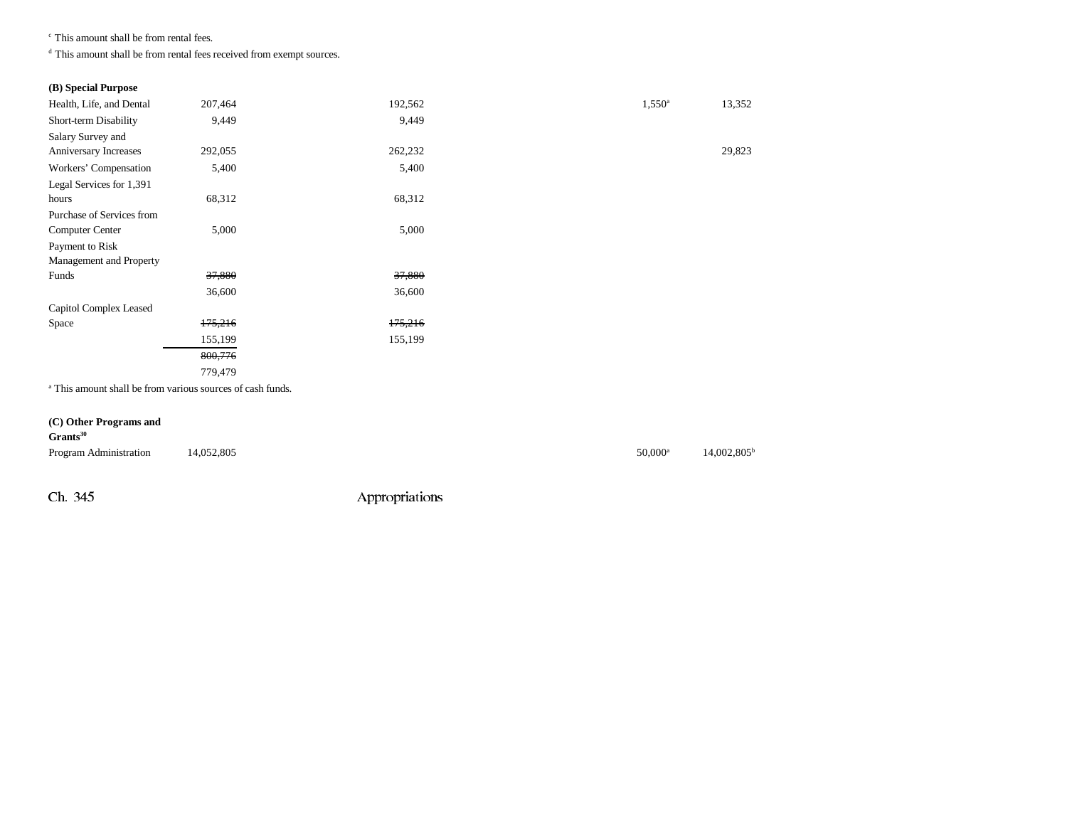[c] This amount shall be from rental fees.

[d] This amount shall be from rental fees received from exempt sources.

| | | | | | |
|---|---|---|---|---|---|
| **(B) Special Purpose** | | | | | |
| Health, Life, and Dental | 207,464 | 192,562 | | 1,550[a] | 13,352 |
| Short-term Disability | 9,449 | 9,449 | | | |
| Salary Survey and Anniversary Increases | 292,055 | 262,232 | | | 29,823 |
| Workers' Compensation | 5,400 | 5,400 | | | |
| Legal Services for 1,391 hours | 68,312 | 68,312 | | | |
| Purchase of Services from Computer Center | 5,000 | 5,000 | | | |
| Payment to Risk Management and Property Funds | ~~37,880~~ 36,600 | ~~37,880~~ 36,600 | | | |
| Capitol Complex Leased Space | ~~175,216~~ 155,199 | ~~175,216~~ 155,199 | | | |
| | ~~800,776~~ 779,479 | | | | |

[a] This amount shall be from various sources of cash funds.

| | | | | | |
|---|---|---|---|---|---|
| **(C) Other Programs and Grants[30]** | | | | | |
| Program Administration | 14,052,805 | | | 50,000[a] | 14,002,805[b] |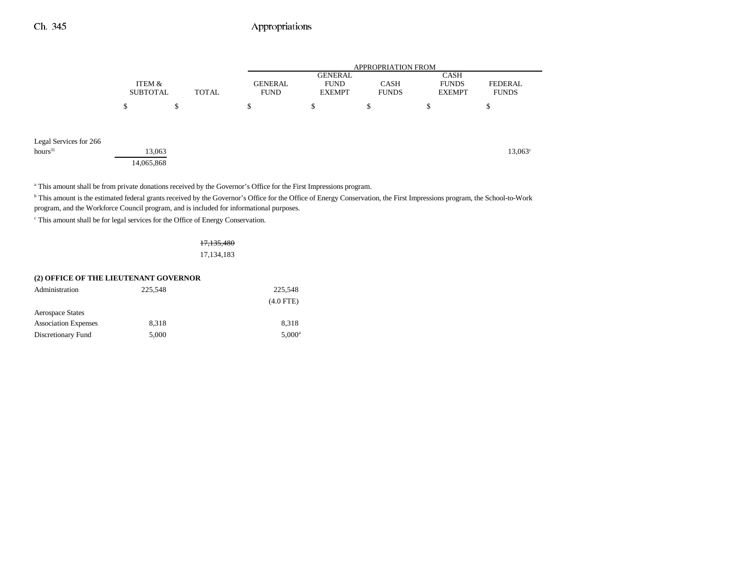| | ITEM & SUBTOTAL | TOTAL | GENERAL FUND | GENERAL FUND EXEMPT | CASH FUNDS | CASH FUNDS EXEMPT | FEDERAL FUNDS |
|---|---|---|---|---|---|---|---|
| | $ | $ | $ | $ | $ | $ | $ |
| Legal Services for 266 hours[31] | 13,063 | | | | | | 13,063[c] |
| | 14,065,868 | | | | | | |

[a] This amount shall be from private donations received by the Governor's Office for the First Impressions program.

[b] This amount is the estimated federal grants received by the Governor's Office for the Office of Energy Conservation, the First Impressions program, the School-to-Work program, and the Workforce Council program, and is included for informational purposes.

[c] This amount shall be for legal services for the Office of Energy Conservation.

| | ITEM & SUBTOTAL | TOTAL | GENERAL FUND | GENERAL FUND EXEMPT | CASH FUNDS | CASH FUNDS EXEMPT | FEDERAL FUNDS |
|---|---|---|---|---|---|---|---|
| | | ~~17,135,480~~ 17,134,183 | | | | | |

**(2) OFFICE OF THE LIEUTENANT GOVERNOR**

| | ITEM & SUBTOTAL | TOTAL | GENERAL FUND | GENERAL FUND EXEMPT | CASH FUNDS | CASH FUNDS EXEMPT | FEDERAL FUNDS |
|---|---|---|---|---|---|---|---|
| Administration | 225,548 | | 225,548 (4.0 FTE) | | | | |
| Aerospace States Association Expenses | 8,318 | | 8,318 | | | | |
| Discretionary Fund | 5,000 | | 5,000[a] | | | | |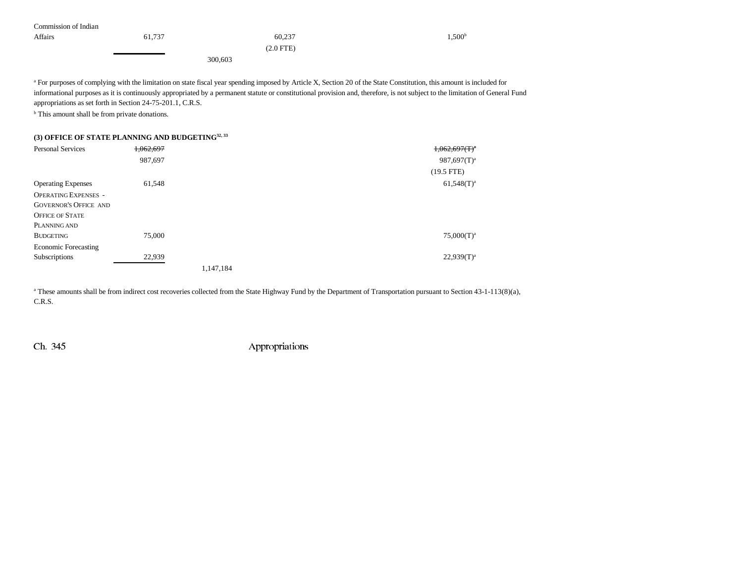| | | | | | |
|---|---|---|---|---|---|
| Commission of Indian Affairs | 61,737 | | 60,237<br>(2.0 FTE) | 1,500[b] | |
| | | 300,603 | | | |

[a] For purposes of complying with the limitation on state fiscal year spending imposed by Article X, Section 20 of the State Constitution, this amount is included for informational purposes as it is continuously appropriated by a permanent statute or constitutional provision and, therefore, is not subject to the limitation of General Fund appropriations as set forth in Section 24-75-201.1, C.R.S.

[b] This amount shall be from private donations.

**(3) OFFICE OF STATE PLANNING AND BUDGETING[32, 33]**

| | | | |
|---|---|---|---|
| Personal Services | ~~1,062,697~~<br>987,697 | | ~~1,062,697(T)[a]~~<br>987,697(T)[a]<br>(19.5 FTE) |
| Operating Expenses | 61,548 | | 61,548(T)[a] |
| OPERATING EXPENSES - GOVERNOR'S OFFICE AND OFFICE OF STATE PLANNING AND BUDGETING | 75,000 | | 75,000(T)[a] |
| Economic Forecasting Subscriptions | 22,939 | | 22,939(T)[a] |
| | | 1,147,184 | |

[a] These amounts shall be from indirect cost recoveries collected from the State Highway Fund by the Department of Transportation pursuant to Section 43-1-113(8)(a), C.R.S.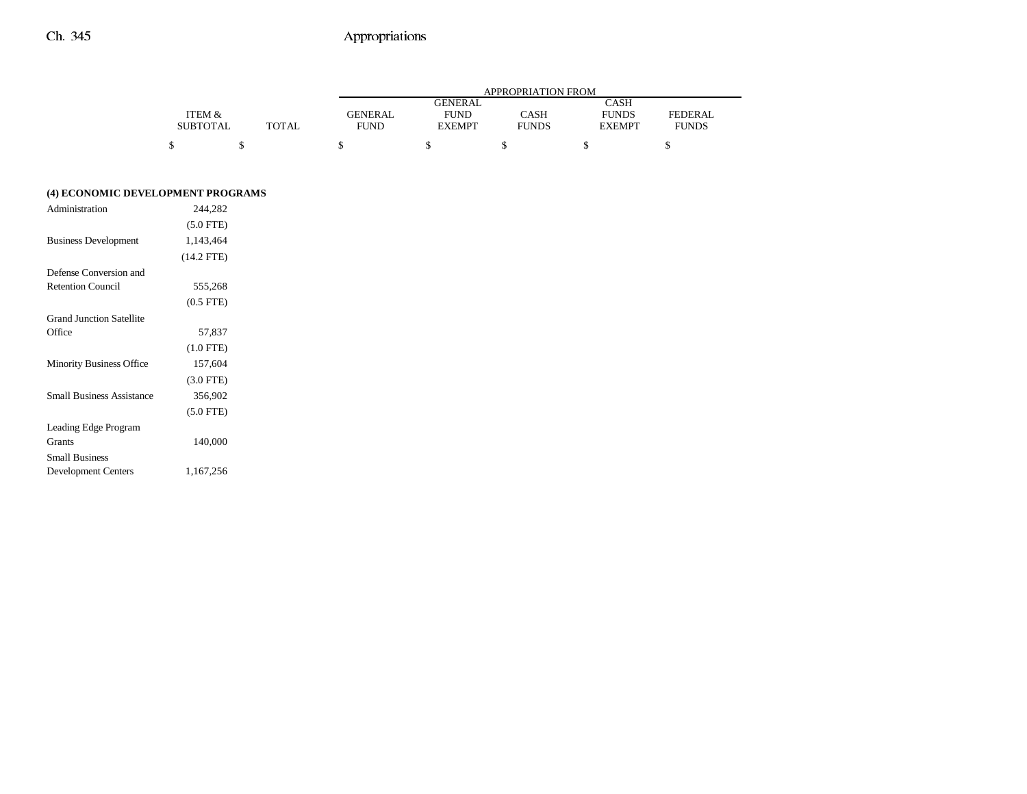| | ITEM & SUBTOTAL | TOTAL | GENERAL FUND | GENERAL FUND EXEMPT | CASH FUNDS | CASH FUNDS EXEMPT | FEDERAL FUNDS |
|---|---|---|---|---|---|---|---|
| | | | APPROPRIATION FROM | | | | |
| | $ | $ | $ | $ | $ | $ | $ |
| **(4) ECONOMIC DEVELOPMENT PROGRAMS** | | | | | | | |
| Administration | 244,282 | | | | | | |
| | (5.0 FTE) | | | | | | |
| Business Development | 1,143,464 | | | | | | |
| | (14.2 FTE) | | | | | | |
| Defense Conversion and Retention Council | 555,268 | | | | | | |
| | (0.5 FTE) | | | | | | |
| Grand Junction Satellite Office | 57,837 | | | | | | |
| | (1.0 FTE) | | | | | | |
| Minority Business Office | 157,604 | | | | | | |
| | (3.0 FTE) | | | | | | |
| Small Business Assistance | 356,902 | | | | | | |
| | (5.0 FTE) | | | | | | |
| Leading Edge Program Grants | 140,000 | | | | | | |
| Small Business Development Centers | 1,167,256 | | | | | | |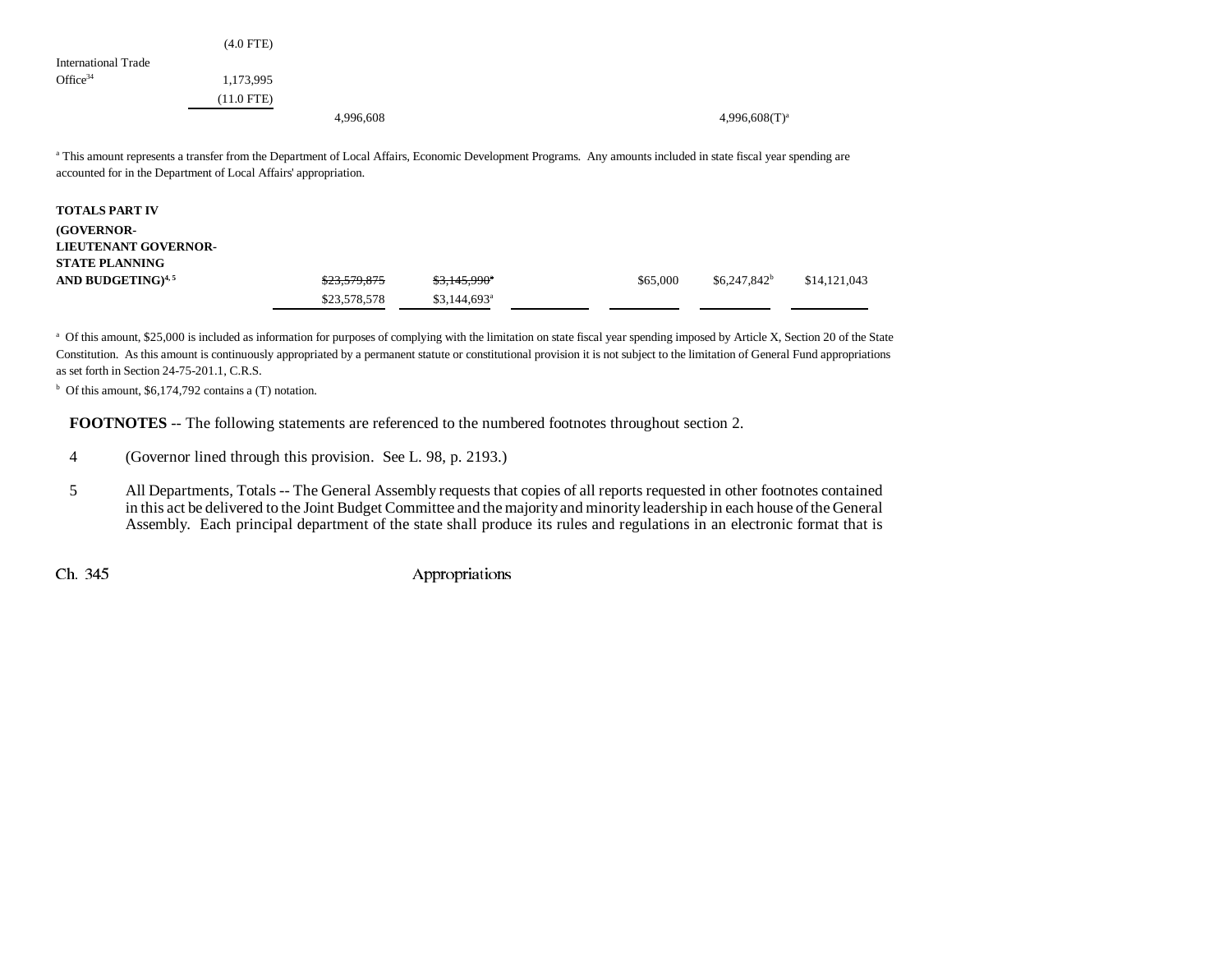| | | | | | | |
|---|---|---|---|---|---|---|
| | (4.0 FTE) | | | | | |
| International Trade Office[34] | 1,173,995 | | | | | |
| | (11.0 FTE) | | | | | |
| | | 4,996,608 | | | | 4,996,608(T)[a] |

[a] This amount represents a transfer from the Department of Local Affairs, Economic Development Programs. Any amounts included in state fiscal year spending are accounted for in the Department of Local Affairs' appropriation.

| | | | | | |
|---|---|---|---|---|---|
| **TOTALS PART IV (GOVERNOR-LIEUTENANT GOVERNOR-STATE PLANNING AND BUDGETING)**[4, 5] | ~~$23,579,875~~ | ~~$3,145,990~~[a] | | $65,000 | $6,247,842[b] | $14,121,043 |
| | $23,578,578 | $3,144,693[a] | | | | |

[a] Of this amount, $25,000 is included as information for purposes of complying with the limitation on state fiscal year spending imposed by Article X, Section 20 of the State Constitution. As this amount is continuously appropriated by a permanent statute or constitutional provision it is not subject to the limitation of General Fund appropriations as set forth in Section 24-75-201.1, C.R.S.

[b] Of this amount, $6,174,792 contains a (T) notation.

**FOOTNOTES** -- The following statements are referenced to the numbered footnotes throughout section 2.

4 (Governor lined through this provision. See L. 98, p. 2193.)

5 All Departments, Totals -- The General Assembly requests that copies of all reports requested in other footnotes contained in this act be delivered to the Joint Budget Committee and the majority and minority leadership in each house of the General Assembly. Each principal department of the state shall produce its rules and regulations in an electronic format that is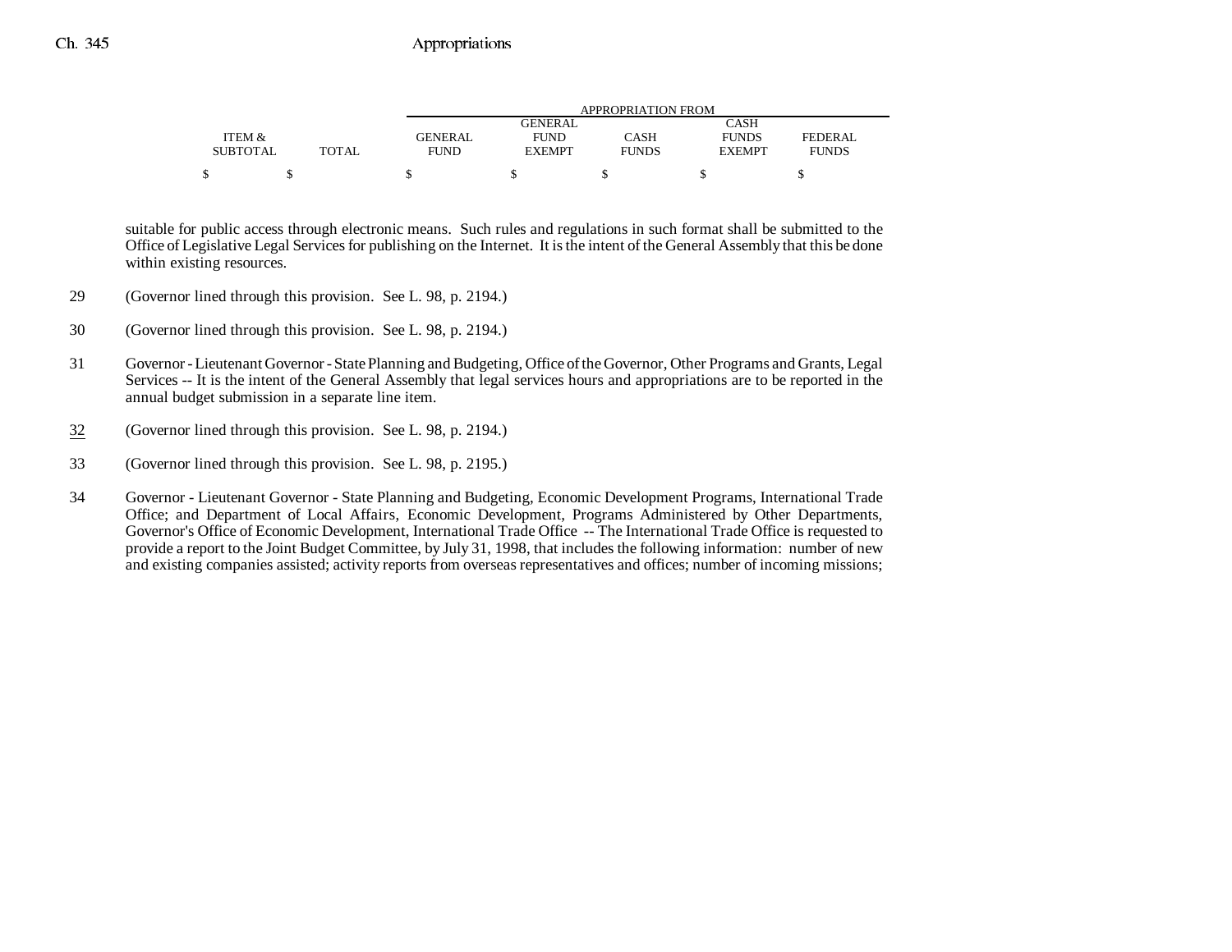| ITEM & SUBTOTAL | TOTAL | GENERAL FUND | GENERAL FUND EXEMPT | CASH FUNDS | CASH FUNDS EXEMPT | FEDERAL FUNDS |
|---|---|---|---|---|---|---|
| | | APPROPRIATION FROM | | | | |
| $ | $ | $ | $ | $ | $ | $ |

suitable for public access through electronic means. Such rules and regulations in such format shall be submitted to the Office of Legislative Legal Services for publishing on the Internet. It is the intent of the General Assembly that this be done within existing resources.

29 (Governor lined through this provision. See L. 98, p. 2194.)

30 (Governor lined through this provision. See L. 98, p. 2194.)

31 Governor - Lieutenant Governor - State Planning and Budgeting, Office of the Governor, Other Programs and Grants, Legal Services -- It is the intent of the General Assembly that legal services hours and appropriations are to be reported in the annual budget submission in a separate line item.

32 (Governor lined through this provision. See L. 98, p. 2194.)

33 (Governor lined through this provision. See L. 98, p. 2195.)

34 Governor - Lieutenant Governor - State Planning and Budgeting, Economic Development Programs, International Trade Office; and Department of Local Affairs, Economic Development, Programs Administered by Other Departments, Governor's Office of Economic Development, International Trade Office -- The International Trade Office is requested to provide a report to the Joint Budget Committee, by July 31, 1998, that includes the following information: number of new and existing companies assisted; activity reports from overseas representatives and offices; number of incoming missions;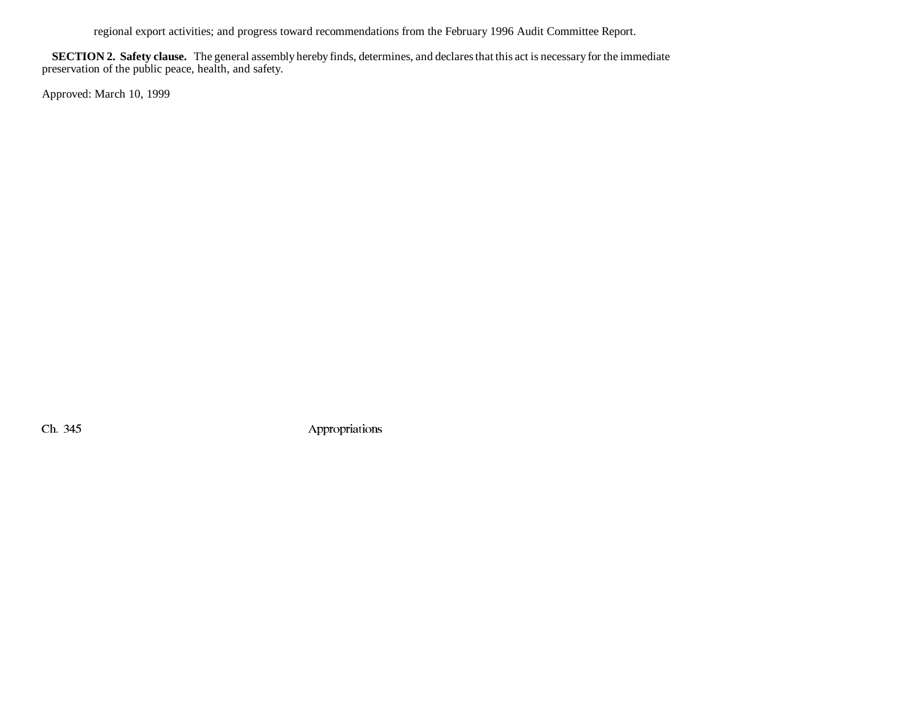regional export activities; and progress toward recommendations from the February 1996 Audit Committee Report.

**SECTION 2. Safety clause.** The general assembly hereby finds, determines, and declares that this act is necessary for the immediate preservation of the public peace, health, and safety.

Approved: March 10, 1999